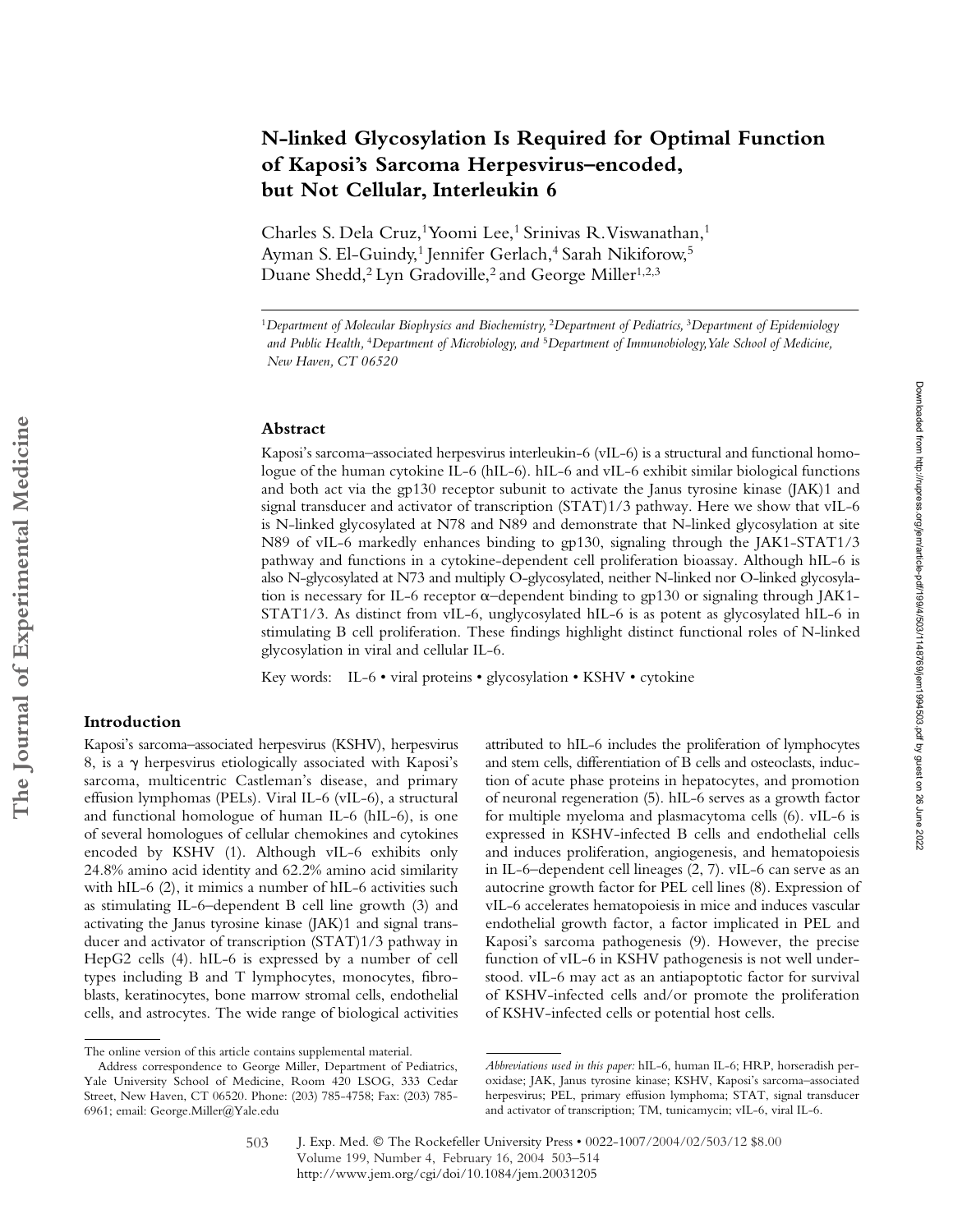# N-linked Glycosylation Is Required for Optimal Function of Kaposi's Sarcoma Herpesvirus–encoded, but Not Cellular, Interleukin 6

Charles S. Dela Cruz,[1] Yoomi Lee,[1] Srinivas R. Viswanathan,[1] Ayman S. El-Guindy,[1] Jennifer Gerlach,[4] Sarah Nikiforow,[5] Duane Shedd,[2] Lyn Gradoville,[2] and George Miller[1,2,3]

[1]*Department of Molecular Biophysics and Biochemistry,* [2]*Department of Pediatrics,* [3]*Department of Epidemiology and Public Health,* [4]*Department of Microbiology, and* [5]*Department of Immunobiology, Yale School of Medicine, New Haven, CT 06520*

## Abstract

Kaposi's sarcoma–associated herpesvirus interleukin-6 (vIL-6) is a structural and functional homologue of the human cytokine IL-6 (hIL-6). hIL-6 and vIL-6 exhibit similar biological functions and both act via the gp130 receptor subunit to activate the Janus tyrosine kinase (JAK)1 and signal transducer and activator of transcription (STAT)1/3 pathway. Here we show that vIL-6 is N-linked glycosylated at N78 and N89 and demonstrate that N-linked glycosylation at site N89 of vIL-6 markedly enhances binding to gp130, signaling through the JAK1-STAT1/3 pathway and functions in a cytokine-dependent cell proliferation bioassay. Although hIL-6 is also N-glycosylated at N73 and multiply O-glycosylated, neither N-linked nor O-linked glycosylation is necessary for IL-6 receptor α–dependent binding to gp130 or signaling through JAK1-STAT1/3. As distinct from vIL-6, unglycosylated hIL-6 is as potent as glycosylated hIL-6 in stimulating B cell proliferation. These findings highlight distinct functional roles of N-linked glycosylation in viral and cellular IL-6.

Key words: IL-6 • viral proteins • glycosylation • KSHV • cytokine

## Introduction

Kaposi's sarcoma–associated herpesvirus (KSHV), herpesvirus 8, is a γ herpesvirus etiologically associated with Kaposi's sarcoma, multicentric Castleman's disease, and primary effusion lymphomas (PELs). Viral IL-6 (vIL-6), a structural and functional homologue of human IL-6 (hIL-6), is one of several homologues of cellular chemokines and cytokines encoded by KSHV (1). Although vIL-6 exhibits only 24.8% amino acid identity and 62.2% amino acid similarity with hIL-6 (2), it mimics a number of hIL-6 activities such as stimulating IL-6–dependent B cell line growth (3) and activating the Janus tyrosine kinase (JAK)1 and signal transducer and activator of transcription (STAT)1/3 pathway in HepG2 cells (4). hIL-6 is expressed by a number of cell types including B and T lymphocytes, monocytes, fibroblasts, keratinocytes, bone marrow stromal cells, endothelial cells, and astrocytes. The wide range of biological activities attributed to hIL-6 includes the proliferation of lymphocytes and stem cells, differentiation of B cells and osteoclasts, induction of acute phase proteins in hepatocytes, and promotion of neuronal regeneration (5). hIL-6 serves as a growth factor for multiple myeloma and plasmacytoma cells (6). vIL-6 is expressed in KSHV-infected B cells and endothelial cells and induces proliferation, angiogenesis, and hematopoiesis in IL-6–dependent cell lineages (2, 7). vIL-6 can serve as an autocrine growth factor for PEL cell lines (8). Expression of vIL-6 accelerates hematopoiesis in mice and induces vascular endothelial growth factor, a factor implicated in PEL and Kaposi's sarcoma pathogenesis (9). However, the precise function of vIL-6 in KSHV pathogenesis is not well understood. vIL-6 may act as an antiapoptotic factor for survival of KSHV-infected cells and/or promote the proliferation of KSHV-infected cells or potential host cells.

The online version of this article contains supplemental material.

Address correspondence to George Miller, Department of Pediatrics, Yale University School of Medicine, Room 420 LSOG, 333 Cedar Street, New Haven, CT 06520. Phone: (203) 785-4758; Fax: (203) 785-6961; email: George.Miller@Yale.edu

*Abbreviations used in this paper:* hIL-6, human IL-6; HRP, horseradish peroxidase; JAK, Janus tyrosine kinase; KSHV, Kaposi's sarcoma–associated herpesvirus; PEL, primary effusion lymphoma; STAT, signal transducer and activator of transcription; TM, tunicamycin; vIL-6, viral IL-6.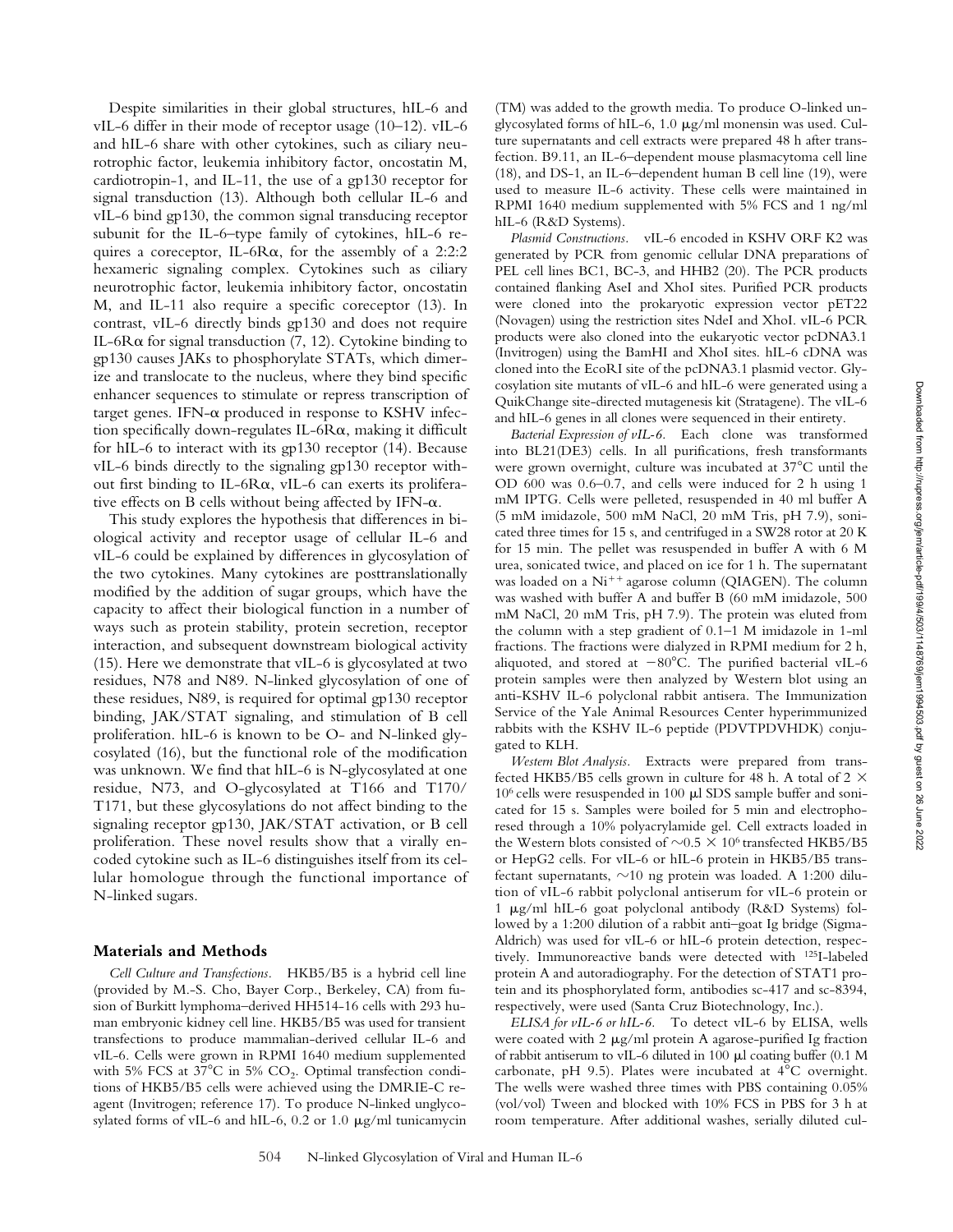Despite similarities in their global structures, hIL-6 and vIL-6 differ in their mode of receptor usage (10–12). vIL-6 and hIL-6 share with other cytokines, such as ciliary neurotrophic factor, leukemia inhibitory factor, oncostatin M, cardiotropin-1, and IL-11, the use of a gp130 receptor for signal transduction (13). Although both cellular IL-6 and vIL-6 bind gp130, the common signal transducing receptor subunit for the IL-6–type family of cytokines, hIL-6 requires a coreceptor, IL-6Rα, for the assembly of a 2:2:2 hexameric signaling complex. Cytokines such as ciliary neurotrophic factor, leukemia inhibitory factor, oncostatin M, and IL-11 also require a specific coreceptor (13). In contrast, vIL-6 directly binds gp130 and does not require IL-6Rα for signal transduction (7, 12). Cytokine binding to gp130 causes JAKs to phosphorylate STATs, which dimerize and translocate to the nucleus, where they bind specific enhancer sequences to stimulate or repress transcription of target genes. IFN-α produced in response to KSHV infection specifically down-regulates IL-6Rα, making it difficult for hIL-6 to interact with its gp130 receptor (14). Because vIL-6 binds directly to the signaling gp130 receptor without first binding to IL-6Rα, vIL-6 can exerts its proliferative effects on B cells without being affected by IFN-α.

This study explores the hypothesis that differences in biological activity and receptor usage of cellular IL-6 and vIL-6 could be explained by differences in glycosylation of the two cytokines. Many cytokines are posttranslationally modified by the addition of sugar groups, which have the capacity to affect their biological function in a number of ways such as protein stability, protein secretion, receptor interaction, and subsequent downstream biological activity (15). Here we demonstrate that vIL-6 is glycosylated at two residues, N78 and N89. N-linked glycosylation of one of these residues, N89, is required for optimal gp130 receptor binding, JAK/STAT signaling, and stimulation of B cell proliferation. hIL-6 is known to be O- and N-linked glycosylated (16), but the functional role of the modification was unknown. We find that hIL-6 is N-glycosylated at one residue, N73, and O-glycosylated at T166 and T170/T171, but these glycosylations do not affect binding to the signaling receptor gp130, JAK/STAT activation, or B cell proliferation. These novel results show that a virally encoded cytokine such as IL-6 distinguishes itself from its cellular homologue through the functional importance of N-linked sugars.

## Materials and Methods

*Cell Culture and Transfections.* HKB5/B5 is a hybrid cell line (provided by M.-S. Cho, Bayer Corp., Berkeley, CA) from fusion of Burkitt lymphoma–derived HH514-16 cells with 293 human embryonic kidney cell line. HKB5/B5 was used for transient transfections to produce mammalian-derived cellular IL-6 and vIL-6. Cells were grown in RPMI 1640 medium supplemented with 5% FCS at 37°C in 5% $CO_2$. Optimal transfection conditions of HKB5/B5 cells were achieved using the DMRIE-C reagent (Invitrogen; reference 17). To produce N-linked unglycosylated forms of vIL-6 and hIL-6, 0.2 or 1.0 μg/ml tunicamycin (TM) was added to the growth media. To produce O-linked unglycosylated forms of hIL-6, 1.0 μg/ml monensin was used. Culture supernatants and cell extracts were prepared 48 h after transfection. B9.11, an IL-6–dependent mouse plasmacytoma cell line (18), and DS-1, an IL-6–dependent human B cell line (19), were used to measure IL-6 activity. These cells were maintained in RPMI 1640 medium supplemented with 5% FCS and 1 ng/ml hIL-6 (R&D Systems).

*Plasmid Constructions.* vIL-6 encoded in KSHV ORF K2 was generated by PCR from genomic cellular DNA preparations of PEL cell lines BC1, BC-3, and HHB2 (20). The PCR products contained flanking AseI and XhoI sites. Purified PCR products were cloned into the prokaryotic expression vector pET22 (Novagen) using the restriction sites NdeI and XhoI. vIL-6 PCR products were also cloned into the eukaryotic vector pcDNA3.1 (Invitrogen) using the BamHI and XhoI sites. hIL-6 cDNA was cloned into the EcoRI site of the pcDNA3.1 plasmid vector. Glycosylation site mutants of vIL-6 and hIL-6 were generated using a QuikChange site-directed mutagenesis kit (Stratagene). The vIL-6 and hIL-6 genes in all clones were sequenced in their entirety.

*Bacterial Expression of vIL-6.* Each clone was transformed into BL21(DE3) cells. In all purifications, fresh transformants were grown overnight, culture was incubated at 37°C until the OD 600 was 0.6–0.7, and cells were induced for 2 h using 1 mM IPTG. Cells were pelleted, resuspended in 40 ml buffer A (5 mM imidazole, 500 mM NaCl, 20 mM Tris, pH 7.9), sonicated three times for 15 s, and centrifuged in a SW28 rotor at 20 K for 15 min. The pellet was resuspended in buffer A with 6 M urea, sonicated twice, and placed on ice for 1 h. The supernatant was loaded on a $Ni^{++}$ agarose column (QIAGEN). The column was washed with buffer A and buffer B (60 mM imidazole, 500 mM NaCl, 20 mM Tris, pH 7.9). The protein was eluted from the column with a step gradient of 0.1–1 M imidazole in 1-ml fractions. The fractions were dialyzed in RPMI medium for 2 h, aliquoted, and stored at −80°C. The purified bacterial vIL-6 protein samples were then analyzed by Western blot using an anti-KSHV IL-6 polyclonal rabbit antisera. The Immunization Service of the Yale Animal Resources Center hyperimmunized rabbits with the KSHV IL-6 peptide (PDVTPDVHDK) conjugated to KLH.

*Western Blot Analysis.* Extracts were prepared from transfected HKB5/B5 cells grown in culture for 48 h. A total of $2 \times 10^6$ cells were resuspended in 100 μl SDS sample buffer and sonicated for 15 s. Samples were boiled for 5 min and electrophoresed through a 10% polyacrylamide gel. Cell extracts loaded in the Western blots consisted of $\sim 0.5 \times 10^6$ transfected HKB5/B5 or HepG2 cells. For vIL-6 or hIL-6 protein in HKB5/B5 transfectant supernatants, ~10 ng protein was loaded. A 1:200 dilution of vIL-6 rabbit polyclonal antiserum for vIL-6 protein or 1 μg/ml hIL-6 goat polyclonal antibody (R&D Systems) followed by a 1:200 dilution of a rabbit anti–goat Ig bridge (Sigma-Aldrich) was used for vIL-6 or hIL-6 protein detection, respectively. Immunoreactive bands were detected with $^{125}$I-labeled protein A and autoradiography. For the detection of STAT1 protein and its phosphorylated form, antibodies sc-417 and sc-8394, respectively, were used (Santa Cruz Biotechnology, Inc.).

*ELISA for vIL-6 or hIL-6.* To detect vIL-6 by ELISA, wells were coated with 2 μg/ml protein A agarose-purified Ig fraction of rabbit antiserum to vIL-6 diluted in 100 μl coating buffer (0.1 M carbonate, pH 9.5). Plates were incubated at 4°C overnight. The wells were washed three times with PBS containing 0.05% (vol/vol) Tween and blocked with 10% FCS in PBS for 3 h at room temperature. After additional washes, serially diluted cul-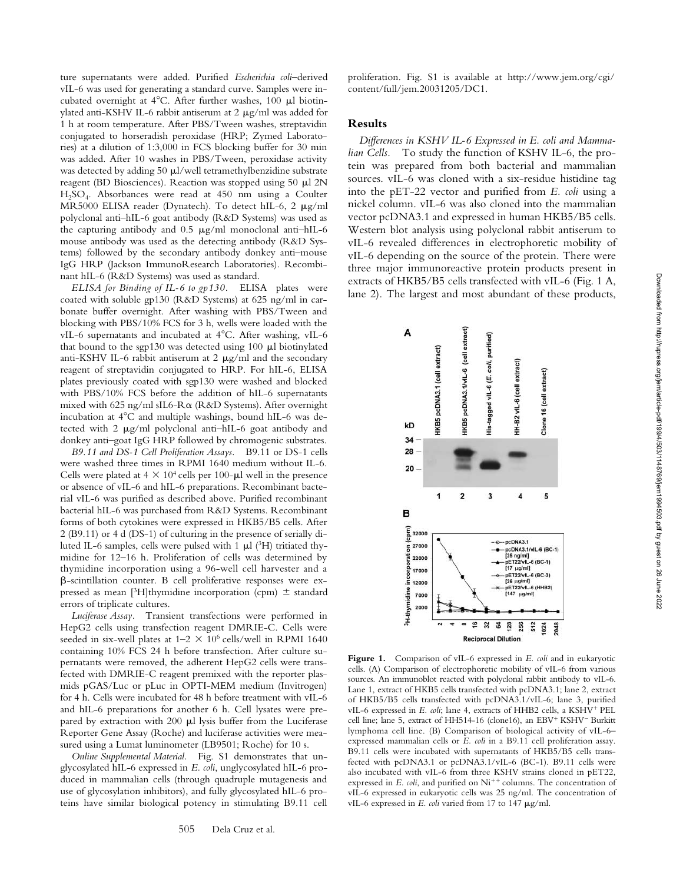ture supernatants were added. Purified *Escherichia coli*–derived vIL-6 was used for generating a standard curve. Samples were incubated overnight at 4°C. After further washes, 100 μl biotinylated anti-KSHV IL-6 rabbit antiserum at 2 μg/ml was added for 1 h at room temperature. After PBS/Tween washes, streptavidin conjugated to horseradish peroxidase (HRP; Zymed Laboratories) at a dilution of 1:3,000 in FCS blocking buffer for 30 min was added. After 10 washes in PBS/Tween, peroxidase activity was detected by adding 50 μl/well tetramethylbenzidine substrate reagent (BD Biosciences). Reaction was stopped using 50 μl 2N $H_2SO_4$. Absorbances were read at 450 nm using a Coulter MR5000 ELISA reader (Dynatech). To detect hIL-6, 2 μg/ml polyclonal anti–hIL-6 goat antibody (R&D Systems) was used as the capturing antibody and 0.5 μg/ml monoclonal anti–hIL-6 mouse antibody was used as the detecting antibody (R&D Systems) followed by the secondary antibody donkey anti–mouse IgG HRP (Jackson ImmunoResearch Laboratories). Recombinant hIL-6 (R&D Systems) was used as standard.

*ELISA for Binding of IL-6 to gp130.* ELISA plates were coated with soluble gp130 (R&D Systems) at 625 ng/ml in carbonate buffer overnight. After washing with PBS/Tween and blocking with PBS/10% FCS for 3 h, wells were loaded with the vIL-6 supernatants and incubated at 4°C. After washing, vIL-6 that bound to the sgp130 was detected using 100 μl biotinylated anti-KSHV IL-6 rabbit antiserum at 2 μg/ml and the secondary reagent of streptavidin conjugated to HRP. For hIL-6, ELISA plates previously coated with sgp130 were washed and blocked with PBS/10% FCS before the addition of hIL-6 supernatants mixed with 625 ng/ml sIL6-Rα (R&D Systems). After overnight incubation at 4°C and multiple washings, bound hIL-6 was detected with 2 μg/ml polyclonal anti–hIL-6 goat antibody and donkey anti–goat IgG HRP followed by chromogenic substrates.

*B9.11 and DS-1 Cell Proliferation Assays.* B9.11 or DS-1 cells were washed three times in RPMI 1640 medium without IL-6. Cells were plated at $4 \times 10^4$ cells per 100-μl well in the presence or absence of vIL-6 and hIL-6 preparations. Recombinant bacterial vIL-6 was purified as described above. Purified recombinant bacterial hIL-6 was purchased from R&D Systems. Recombinant forms of both cytokines were expressed in HKB5/B5 cells. After 2 (B9.11) or 4 d (DS-1) of culturing in the presence of serially diluted IL-6 samples, cells were pulsed with 1 μl ($^3$H) tritiated thymidine for 12–16 h. Proliferation of cells was determined by thymidine incorporation using a 96-well cell harvester and a β-scintillation counter. B cell proliferative responses were expressed as mean [$^3$H]thymidine incorporation (cpm) ± standard errors of triplicate cultures.

*Luciferase Assay.* Transient transfections were performed in HepG2 cells using transfection reagent DMRIE-C. Cells were seeded in six-well plates at $1–2 \times 10^6$ cells/well in RPMI 1640 containing 10% FCS 24 h before transfection. After culture supernatants were removed, the adherent HepG2 cells were transfected with DMRIE-C reagent premixed with the reporter plasmids pGAS/Luc or pLuc in OPTI-MEM medium (Invitrogen) for 4 h. Cells were incubated for 48 h before treatment with vIL-6 and hIL-6 preparations for another 6 h. Cell lysates were prepared by extraction with 200 μl lysis buffer from the Luciferase Reporter Gene Assay (Roche) and luciferase activities were measured using a Lumat luminometer (LB9501; Roche) for 10 s.

*Online Supplemental Material.* Fig. S1 demonstrates that unglycosylated hIL-6 expressed in *E. coli*, unglycosylated hIL-6 produced in mammalian cells (through quadruple mutagenesis and use of glycosylation inhibitors), and fully glycosylated hIL-6 proteins have similar biological potency in stimulating B9.11 cell proliferation. Fig. S1 is available at http://www.jem.org/cgi/content/full/jem.20031205/DC1.

## Results

*Differences in KSHV IL-6 Expressed in E. coli and Mammalian Cells.* To study the function of KSHV IL-6, the protein was prepared from both bacterial and mammalian sources. vIL-6 was cloned with a six-residue histidine tag into the pET-22 vector and purified from *E. coli* using a nickel column. vIL-6 was also cloned into the mammalian vector pcDNA3.1 and expressed in human HKB5/B5 cells. Western blot analysis using polyclonal rabbit antiserum to vIL-6 revealed differences in electrophoretic mobility of vIL-6 depending on the source of the protein. There were three major immunoreactive protein products present in extracts of HKB5/B5 cells transfected with vIL-6 (Fig. 1 A, lane 2). The largest and most abundant of these products,

**Figure 1.** Comparison of vIL-6 expressed in *E. coli* and in eukaryotic cells. (A) Comparison of electrophoretic mobility of vIL-6 from various sources. An immunoblot reacted with polyclonal rabbit antibody to vIL-6. Lane 1, extract of HKB5 cells transfected with pcDNA3.1; lane 2, extract of HKB5/B5 cells transfected with pcDNA3.1/vIL-6; lane 3, purified vIL-6 expressed in *E. coli*; lane 4, extracts of HHB2 cells, a KSHV$^+$ PEL cell line; lane 5, extract of HH514-16 (clone16), an EBV$^+$ KSHV$^-$ Burkitt lymphoma cell line. (B) Comparison of biological activity of vIL-6–expressed mammalian cells or *E. coli* in a B9.11 cell proliferation assay. B9.11 cells were incubated with supernatants of HKB5/B5 cells transfected with pcDNA3.1 or pcDNA3.1/vIL-6 (BC-1). B9.11 cells were also incubated with vIL-6 from three KSHV strains cloned in pET22, expressed in *E. coli*, and purified on $Ni^{++}$ columns. The concentration of vIL-6 expressed in eukaryotic cells was 25 ng/ml. The concentration of vIL-6 expressed in *E. coli* varied from 17 to 147 μg/ml.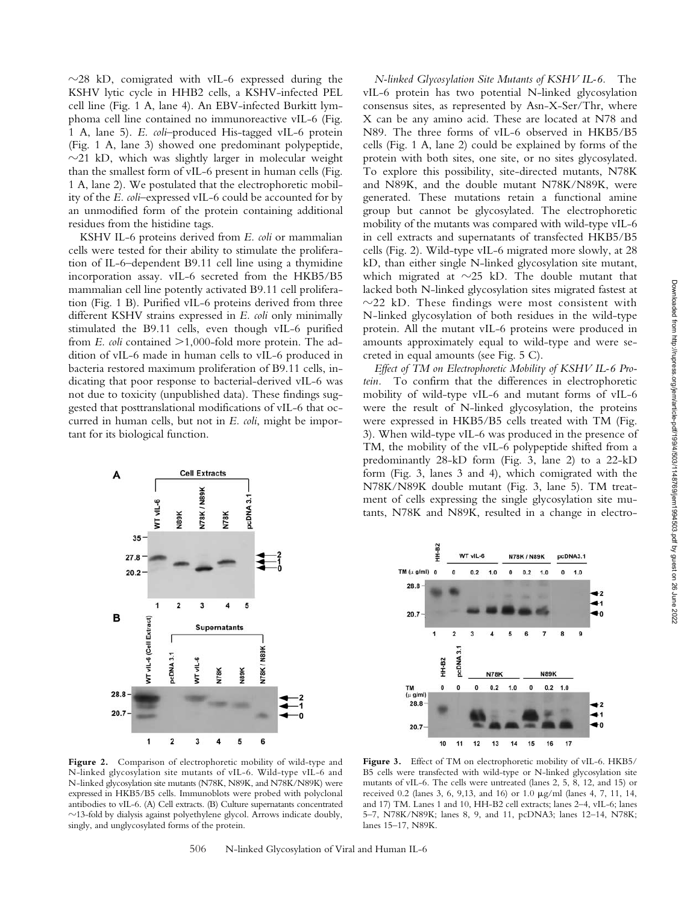~28 kD, comigrated with vIL-6 expressed during the KSHV lytic cycle in HHB2 cells, a KSHV-infected PEL cell line (Fig. 1 A, lane 4). An EBV-infected Burkitt lymphoma cell line contained no immunoreactive vIL-6 (Fig. 1 A, lane 5). *E. coli*–produced His-tagged vIL-6 protein (Fig. 1 A, lane 3) showed one predominant polypeptide, ~21 kD, which was slightly larger in molecular weight than the smallest form of vIL-6 present in human cells (Fig. 1 A, lane 2). We postulated that the electrophoretic mobility of the *E. coli*–expressed vIL-6 could be accounted for by an unmodified form of the protein containing additional residues from the histidine tags.

KSHV IL-6 proteins derived from *E. coli* or mammalian cells were tested for their ability to stimulate the proliferation of IL-6–dependent B9.11 cell line using a thymidine incorporation assay. vIL-6 secreted from the HKB5/B5 mammalian cell line potently activated B9.11 cell proliferation (Fig. 1 B). Purified vIL-6 proteins derived from three different KSHV strains expressed in *E. coli* only minimally stimulated the B9.11 cells, even though vIL-6 purified from *E. coli* contained >1,000-fold more protein. The addition of vIL-6 made in human cells to vIL-6 produced in bacteria restored maximum proliferation of B9.11 cells, indicating that poor response to bacterial-derived vIL-6 was not due to toxicity (unpublished data). These findings suggested that posttranslational modifications of vIL-6 that occurred in human cells, but not in *E. coli*, might be important for its biological function.

Figure 2. Comparison of electrophoretic mobility of wild-type and N-linked glycosylation site mutants of vIL-6. Wild-type vIL-6 and N-linked glycosylation site mutants (N78K, N89K, and N78K/N89K) were expressed in HKB5/B5 cells. Immunoblots were probed with polyclonal antibodies to vIL-6. (A) Cell extracts. (B) Culture supernatants concentrated ~13-fold by dialysis against polyethylene glycol. Arrows indicate doubly, singly, and unglycosylated forms of the protein.

*N-linked Glycosylation Site Mutants of KSHV IL-6.* The vIL-6 protein has two potential N-linked glycosylation consensus sites, as represented by Asn-X-Ser/Thr, where X can be any amino acid. These are located at N78 and N89. The three forms of vIL-6 observed in HKB5/B5 cells (Fig. 1 A, lane 2) could be explained by forms of the protein with both sites, one site, or no sites glycosylated. To explore this possibility, site-directed mutants, N78K and N89K, and the double mutant N78K/N89K, were generated. These mutations retain a functional amine group but cannot be glycosylated. The electrophoretic mobility of the mutants was compared with wild-type vIL-6 in cell extracts and supernatants of transfected HKB5/B5 cells (Fig. 2). Wild-type vIL-6 migrated more slowly, at 28 kD, than either single N-linked glycosylation site mutant, which migrated at ~25 kD. The double mutant that lacked both N-linked glycosylation sites migrated fastest at ~22 kD. These findings were most consistent with N-linked glycosylation of both residues in the wild-type protein. All the mutant vIL-6 proteins were produced in amounts approximately equal to wild-type and were secreted in equal amounts (see Fig. 5 C).

*Effect of TM on Electrophoretic Mobility of KSHV IL-6 Protein.* To confirm that the differences in electrophoretic mobility of wild-type vIL-6 and mutant forms of vIL-6 were the result of N-linked glycosylation, the proteins were expressed in HKB5/B5 cells treated with TM (Fig. 3). When wild-type vIL-6 was produced in the presence of TM, the mobility of the vIL-6 polypeptide shifted from a predominantly 28-kD form (Fig. 3, lane 2) to a 22-kD form (Fig. 3, lanes 3 and 4), which comigrated with the N78K/N89K double mutant (Fig. 3, lane 5). TM treatment of cells expressing the single glycosylation site mutants, N78K and N89K, resulted in a change in electro-

Figure 3. Effect of TM on electrophoretic mobility of vIL-6. HKB5/B5 cells were transfected with wild-type or N-linked glycosylation site mutants of vIL-6. The cells were untreated (lanes 2, 5, 8, 12, and 15) or received 0.2 (lanes 3, 6, 9,13, and 16) or 1.0 μg/ml (lanes 4, 7, 11, 14, and 17) TM. Lanes 1 and 10, HH-B2 cell extracts; lanes 2–4, vIL-6; lanes 5–7, N78K/N89K; lanes 8, 9, and 11, pcDNA3; lanes 12–14, N78K; lanes 15–17, N89K.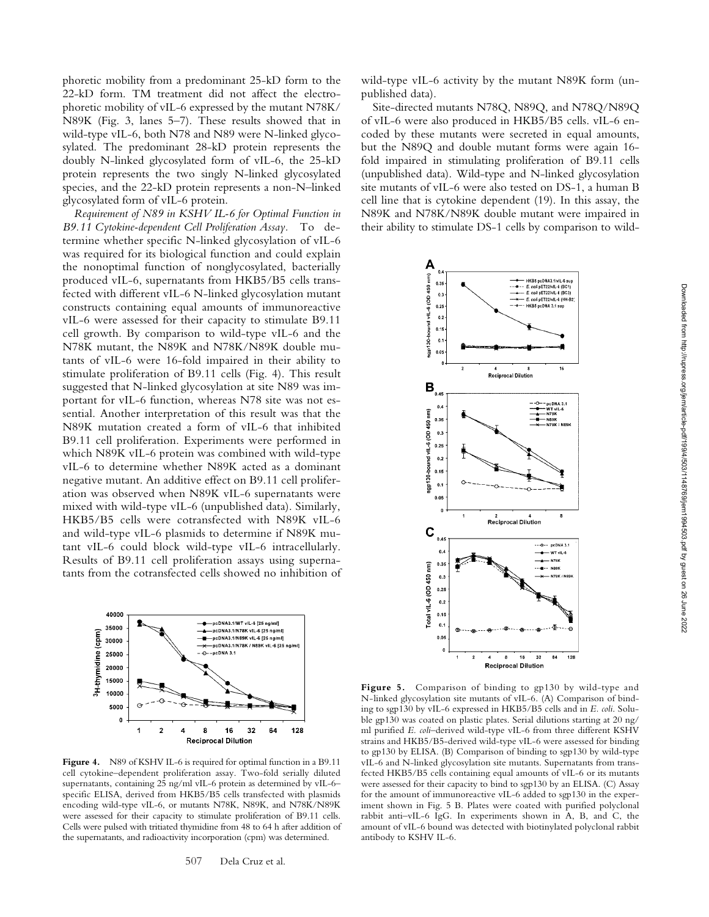phoretic mobility from a predominant 25-kD form to the 22-kD form. TM treatment did not affect the electrophoretic mobility of vIL-6 expressed by the mutant N78K/N89K (Fig. 3, lanes 5–7). These results showed that in wild-type vIL-6, both N78 and N89 were N-linked glycosylated. The predominant 28-kD protein represents the doubly N-linked glycosylated form of vIL-6, the 25-kD protein represents the two singly N-linked glycosylated species, and the 22-kD protein represents a non-N–linked glycosylated form of vIL-6 protein.

*Requirement of N89 in KSHV IL-6 for Optimal Function in B9.11 Cytokine-dependent Cell Proliferation Assay.* To determine whether specific N-linked glycosylation of vIL-6 was required for its biological function and could explain the nonoptimal function of nonglycosylated, bacterially produced vIL-6, supernatants from HKB5/B5 cells transfected with different vIL-6 N-linked glycosylation mutant constructs containing equal amounts of immunoreactive vIL-6 were assessed for their capacity to stimulate B9.11 cell growth. By comparison to wild-type vIL-6 and the N78K mutant, the N89K and N78K/N89K double mutants of vIL-6 were 16-fold impaired in their ability to stimulate proliferation of B9.11 cells (Fig. 4). This result suggested that N-linked glycosylation at site N89 was important for vIL-6 function, whereas N78 site was not essential. Another interpretation of this result was that the N89K mutation created a form of vIL-6 that inhibited B9.11 cell proliferation. Experiments were performed in which N89K vIL-6 protein was combined with wild-type vIL-6 to determine whether N89K acted as a dominant negative mutant. An additive effect on B9.11 cell proliferation was observed when N89K vIL-6 supernatants were mixed with wild-type vIL-6 (unpublished data). Similarly, HKB5/B5 cells were cotransfected with N89K vIL-6 and wild-type vIL-6 plasmids to determine if N89K mutant vIL-6 could block wild-type vIL-6 intracellularly. Results of B9.11 cell proliferation assays using supernatants from the cotransfected cells showed no inhibition of wild-type vIL-6 activity by the mutant N89K form (unpublished data).

Site-directed mutants N78Q, N89Q, and N78Q/N89Q of vIL-6 were also produced in HKB5/B5 cells. vIL-6 encoded by these mutants were secreted in equal amounts, but the N89Q and double mutant forms were again 16-fold impaired in stimulating proliferation of B9.11 cells (unpublished data). Wild-type and N-linked glycosylation site mutants of vIL-6 were also tested on DS-1, a human B cell line that is cytokine dependent (19). In this assay, the N89K and N78K/N89K double mutant were impaired in their ability to stimulate DS-1 cells by comparison to wild-

**Figure 4.** N89 of KSHV IL-6 is required for optimal function in a B9.11 cell cytokine–dependent proliferation assay. Two-fold serially diluted supernatants, containing 25 ng/ml vIL-6 protein as determined by vIL-6–specific ELISA, derived from HKB5/B5 cells transfected with plasmids encoding wild-type vIL-6, or mutants N78K, N89K, and N78K/N89K were assessed for their capacity to stimulate proliferation of B9.11 cells. Cells were pulsed with tritiated thymidine from 48 to 64 h after addition of the supernatants, and radioactivity incorporation (cpm) was determined.

**Figure 5.** Comparison of binding to gp130 by wild-type and N-linked glycosylation site mutants of vIL-6. (A) Comparison of binding to sgp130 by vIL-6 expressed in HKB5/B5 cells and in *E. coli*. Soluble gp130 was coated on plastic plates. Serial dilutions starting at 20 ng/ml purified *E. coli*–derived wild-type vIL-6 from three different KSHV strains and HKB5/B5-derived wild-type vIL-6 were assessed for binding to gp130 by ELISA. (B) Comparison of binding to sgp130 by wild-type vIL-6 and N-linked glycosylation site mutants. Supernatants from transfected HKB5/B5 cells containing equal amounts of vIL-6 or its mutants were assessed for their capacity to bind to sgp130 by an ELISA. (C) Assay for the amount of immunoreactive vIL-6 added to sgp130 in the experiment shown in Fig. 5 B. Plates were coated with purified polyclonal rabbit anti–vIL-6 IgG. In experiments shown in A, B, and C, the amount of vIL-6 bound was detected with biotinylated polyclonal rabbit antibody to KSHV IL-6.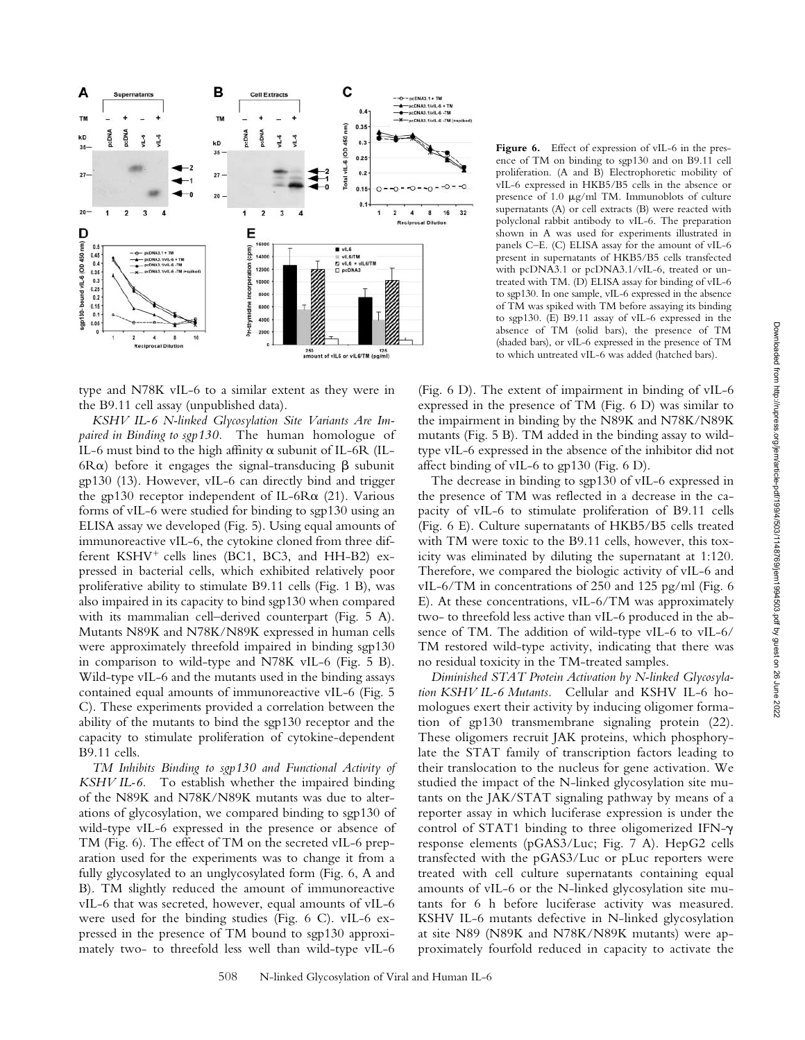**Figure 6.** Effect of expression of vIL-6 in the presence of TM on binding to sgp130 and on B9.11 cell proliferation. (A and B) Electrophoretic mobility of vIL-6 expressed in HKB5/B5 cells in the absence or presence of 1.0 μg/ml TM. Immunoblots of culture supernatants (A) or cell extracts (B) were reacted with polyclonal rabbit antibody to vIL-6. The preparation shown in A was used for experiments illustrated in panels C–E. (C) ELISA assay for the amount of vIL-6 present in supernatants of HKB5/B5 cells transfected with pcDNA3.1 or pcDNA3.1/vIL-6, treated or untreated with TM. (D) ELISA assay for binding of vIL-6 to sgp130. In one sample, vIL-6 expressed in the absence of TM was spiked with TM before assaying its binding to sgp130. (E) B9.11 assay of vIL-6 expressed in the absence of TM (solid bars), the presence of TM (shaded bars), or vIL-6 expressed in the presence of TM to which untreated vIL-6 was added (hatched bars).

type and N78K vIL-6 to a similar extent as they were in the B9.11 cell assay (unpublished data).

*KSHV IL-6 N-linked Glycosylation Site Variants Are Impaired in Binding to sgp130.* The human homologue of IL-6 must bind to the high affinity α subunit of IL-6R (IL-6Rα) before it engages the signal-transducing β subunit gp130 (13). However, vIL-6 can directly bind and trigger the gp130 receptor independent of IL-6Rα (21). Various forms of vIL-6 were studied for binding to sgp130 using an ELISA assay we developed (Fig. 5). Using equal amounts of immunoreactive vIL-6, the cytokine cloned from three different KSHV$^{+}$ cells lines (BC1, BC3, and HH-B2) expressed in bacterial cells, which exhibited relatively poor proliferative ability to stimulate B9.11 cells (Fig. 1 B), was also impaired in its capacity to bind sgp130 when compared with its mammalian cell–derived counterpart (Fig. 5 A). Mutants N89K and N78K/N89K expressed in human cells were approximately threefold impaired in binding sgp130 in comparison to wild-type and N78K vIL-6 (Fig. 5 B). Wild-type vIL-6 and the mutants used in the binding assays contained equal amounts of immunoreactive vIL-6 (Fig. 5 C). These experiments provided a correlation between the ability of the mutants to bind the sgp130 receptor and the capacity to stimulate proliferation of cytokine-dependent B9.11 cells.

*TM Inhibits Binding to sgp130 and Functional Activity of KSHV IL-6.* To establish whether the impaired binding of the N89K and N78K/N89K mutants was due to alterations of glycosylation, we compared binding to sgp130 of wild-type vIL-6 expressed in the presence or absence of TM (Fig. 6). The effect of TM on the secreted vIL-6 preparation used for the experiments was to change it from a fully glycosylated to an unglycosylated form (Fig. 6, A and B). TM slightly reduced the amount of immunoreactive vIL-6 that was secreted, however, equal amounts of vIL-6 were used for the binding studies (Fig. 6 C). vIL-6 expressed in the presence of TM bound to sgp130 approximately two- to threefold less well than wild-type vIL-6 (Fig. 6 D). The extent of impairment in binding of vIL-6 expressed in the presence of TM (Fig. 6 D) was similar to the impairment in binding by the N89K and N78K/N89K mutants (Fig. 5 B). TM added in the binding assay to wild-type vIL-6 expressed in the absence of the inhibitor did not affect binding of vIL-6 to gp130 (Fig. 6 D).

The decrease in binding to sgp130 of vIL-6 expressed in the presence of TM was reflected in a decrease in the capacity of vIL-6 to stimulate proliferation of B9.11 cells (Fig. 6 E). Culture supernatants of HKB5/B5 cells treated with TM were toxic to the B9.11 cells, however, this toxicity was eliminated by diluting the supernatant at 1:120. Therefore, we compared the biologic activity of vIL-6 and vIL-6/TM in concentrations of 250 and 125 pg/ml (Fig. 6 E). At these concentrations, vIL-6/TM was approximately two- to threefold less active than vIL-6 produced in the absence of TM. The addition of wild-type vIL-6 to vIL-6/TM restored wild-type activity, indicating that there was no residual toxicity in the TM-treated samples.

*Diminished STAT Protein Activation by N-linked Glycosylation KSHV IL-6 Mutants.* Cellular and KSHV IL-6 homologues exert their activity by inducing oligomer formation of gp130 transmembrane signaling protein (22). These oligomers recruit JAK proteins, which phosphorylate the STAT family of transcription factors leading to their translocation to the nucleus for gene activation. We studied the impact of the N-linked glycosylation site mutants on the JAK/STAT signaling pathway by means of a reporter assay in which luciferase expression is under the control of STAT1 binding to three oligomerized IFN-γ response elements (pGAS3/Luc; Fig. 7 A). HepG2 cells transfected with the pGAS3/Luc or pLuc reporters were treated with cell culture supernatants containing equal amounts of vIL-6 or the N-linked glycosylation site mutants for 6 h before luciferase activity was measured. KSHV IL-6 mutants defective in N-linked glycosylation at site N89 (N89K and N78K/N89K mutants) were approximately fourfold reduced in capacity to activate the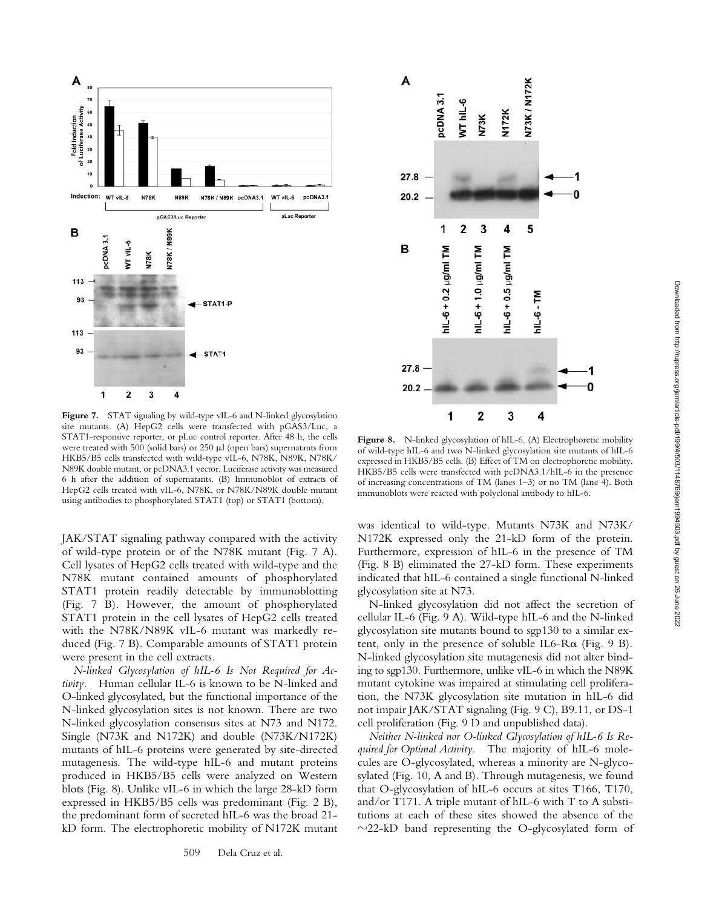**Figure 7.** STAT signaling by wild-type vIL-6 and N-linked glycosylation site mutants. (A) HepG2 cells were transfected with pGAS3/Luc, a STAT1-responsive reporter, or pLuc control reporter. After 48 h, the cells were treated with 500 (solid bars) or 250 μl (open bars) supernatants from HKB5/B5 cells transfected with wild-type vIL-6, N78K, N89K, N78K/N89K double mutant, or pcDNA3.1 vector. Luciferase activity was measured 6 h after the addition of supernatants. (B) Immunoblot of extracts of HepG2 cells treated with vIL-6, N78K, or N78K/N89K double mutant using antibodies to phosphorylated STAT1 (top) or STAT1 (bottom).

**Figure 8.** N-linked glycosylation of hIL-6. (A) Electrophoretic mobility of wild-type hIL-6 and two N-linked glycosylation site mutants of hIL-6 expressed in HKB5/B5 cells. (B) Effect of TM on electrophoretic mobility. HKB5/B5 cells were transfected with pcDNA3.1/hIL-6 in the presence of increasing concentrations of TM (lanes 1–3) or no TM (lane 4). Both immunoblots were reacted with polyclonal antibody to hIL-6.

JAK/STAT signaling pathway compared with the activity of wild-type protein or of the N78K mutant (Fig. 7 A). Cell lysates of HepG2 cells treated with wild-type and the N78K mutant contained amounts of phosphorylated STAT1 protein readily detectable by immunoblotting (Fig. 7 B). However, the amount of phosphorylated STAT1 protein in the cell lysates of HepG2 cells treated with the N78K/N89K vIL-6 mutant was markedly reduced (Fig. 7 B). Comparable amounts of STAT1 protein were present in the cell extracts.

*N-linked Glycosylation of hIL-6 Is Not Required for Activity.* Human cellular IL-6 is known to be N-linked and O-linked glycosylated, but the functional importance of the N-linked glycosylation sites is not known. There are two N-linked glycosylation consensus sites at N73 and N172. Single (N73K and N172K) and double (N73K/N172K) mutants of hIL-6 proteins were generated by site-directed mutagenesis. The wild-type hIL-6 and mutant proteins produced in HKB5/B5 cells were analyzed on Western blots (Fig. 8). Unlike vIL-6 in which the large 28-kD form expressed in HKB5/B5 cells was predominant (Fig. 2 B), the predominant form of secreted hIL-6 was the broad 21-kD form. The electrophoretic mobility of N172K mutant was identical to wild-type. Mutants N73K and N73K/N172K expressed only the 21-kD form of the protein. Furthermore, expression of hIL-6 in the presence of TM (Fig. 8 B) eliminated the 27-kD form. These experiments indicated that hIL-6 contained a single functional N-linked glycosylation site at N73.

N-linked glycosylation did not affect the secretion of cellular IL-6 (Fig. 9 A). Wild-type hIL-6 and the N-linked glycosylation site mutants bound to sgp130 to a similar extent, only in the presence of soluble IL6-Rα (Fig. 9 B). N-linked glycosylation site mutagenesis did not alter binding to sgp130. Furthermore, unlike vIL-6 in which the N89K mutant cytokine was impaired at stimulating cell proliferation, the N73K glycosylation site mutation in hIL-6 did not impair JAK/STAT signaling (Fig. 9 C), B9.11, or DS-1 cell proliferation (Fig. 9 D and unpublished data).

*Neither N-linked nor O-linked Glycosylation of hIL-6 Is Required for Optimal Activity.* The majority of hIL-6 molecules are O-glycosylated, whereas a minority are N-glycosylated (Fig. 10, A and B). Through mutagenesis, we found that O-glycosylation of hIL-6 occurs at sites T166, T170, and/or T171. A triple mutant of hIL-6 with T to A substitutions at each of these sites showed the absence of the ∼22-kD band representing the O-glycosylated form of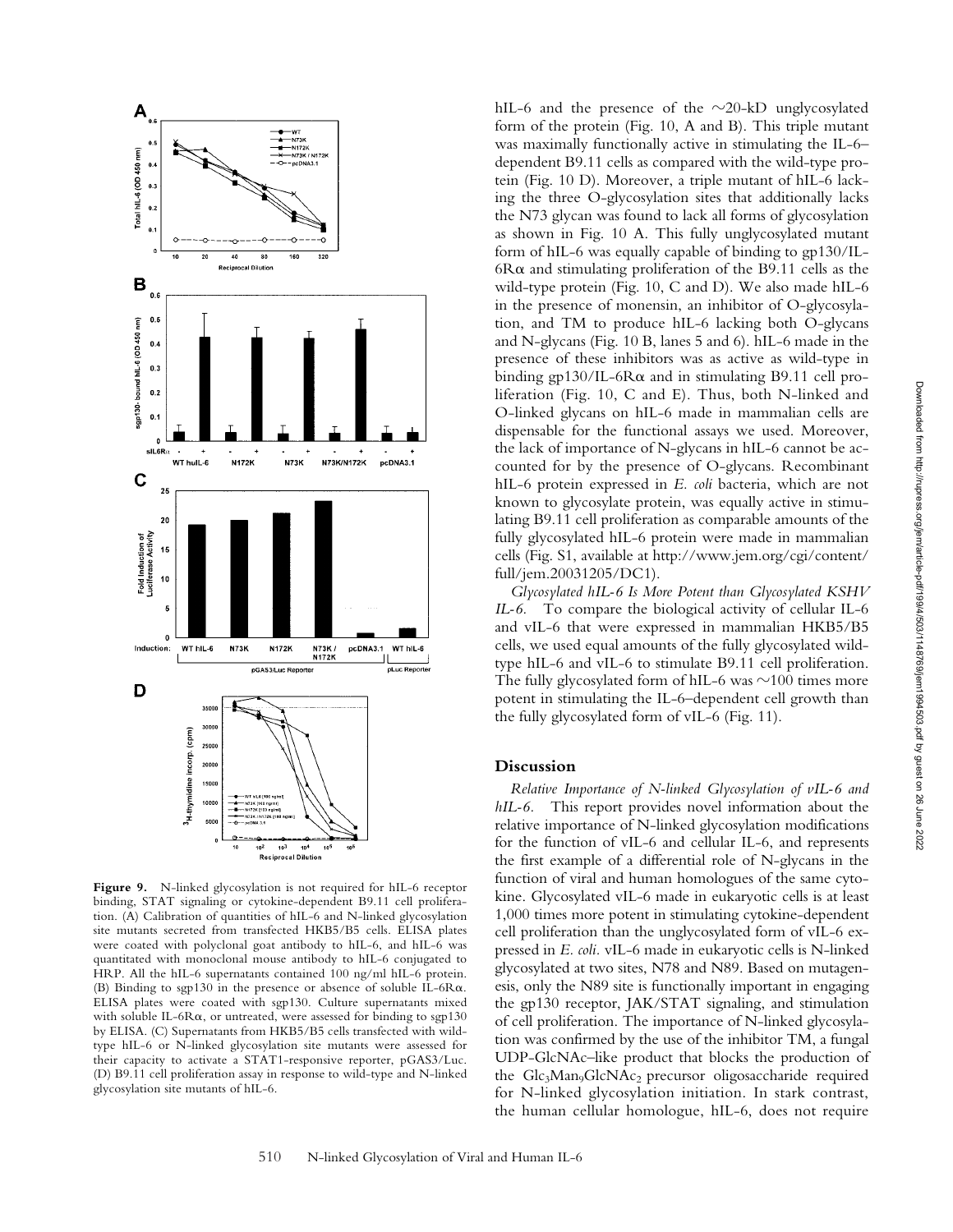**Figure 9.** N-linked glycosylation is not required for hIL-6 receptor binding, STAT signaling or cytokine-dependent B9.11 cell proliferation. (A) Calibration of quantities of hIL-6 and N-linked glycosylation site mutants secreted from transfected HKB5/B5 cells. ELISA plates were coated with polyclonal goat antibody to hIL-6, and hIL-6 was quantitated with monoclonal mouse antibody to hIL-6 conjugated to HRP. All the hIL-6 supernatants contained 100 ng/ml hIL-6 protein. (B) Binding to sgp130 in the presence or absence of soluble IL-6Rα. ELISA plates were coated with sgp130. Culture supernatants mixed with soluble IL-6Rα, or untreated, were assessed for binding to sgp130 by ELISA. (C) Supernatants from HKB5/B5 cells transfected with wild-type hIL-6 or N-linked glycosylation site mutants were assessed for their capacity to activate a STAT1-responsive reporter, pGAS3/Luc. (D) B9.11 cell proliferation assay in response to wild-type and N-linked glycosylation site mutants of hIL-6.

hIL-6 and the presence of the ~20-kD unglycosylated form of the protein (Fig. 10, A and B). This triple mutant was maximally functionally active in stimulating the IL-6–dependent B9.11 cells as compared with the wild-type protein (Fig. 10 D). Moreover, a triple mutant of hIL-6 lacking the three O-glycosylation sites that additionally lacks the N73 glycan was found to lack all forms of glycosylation as shown in Fig. 10 A. This fully unglycosylated mutant form of hIL-6 was equally capable of binding to gp130/IL-6Rα and stimulating proliferation of the B9.11 cells as the wild-type protein (Fig. 10, C and D). We also made hIL-6 in the presence of monensin, an inhibitor of O-glycosylation, and TM to produce hIL-6 lacking both O-glycans and N-glycans (Fig. 10 B, lanes 5 and 6). hIL-6 made in the presence of these inhibitors was as active as wild-type in binding gp130/IL-6Rα and in stimulating B9.11 cell proliferation (Fig. 10, C and E). Thus, both N-linked and O-linked glycans on hIL-6 made in mammalian cells are dispensable for the functional assays we used. Moreover, the lack of importance of N-glycans in hIL-6 cannot be accounted for by the presence of O-glycans. Recombinant hIL-6 protein expressed in *E. coli* bacteria, which are not known to glycosylate protein, was equally active in stimulating B9.11 cell proliferation as comparable amounts of the fully glycosylated hIL-6 protein were made in mammalian cells (Fig. S1, available at http://www.jem.org/cgi/content/full/jem.20031205/DC1).

*Glycosylated hIL-6 Is More Potent than Glycosylated KSHV IL-6.* To compare the biological activity of cellular IL-6 and vIL-6 that were expressed in mammalian HKB5/B5 cells, we used equal amounts of the fully glycosylated wild-type hIL-6 and vIL-6 to stimulate B9.11 cell proliferation. The fully glycosylated form of hIL-6 was ~100 times more potent in stimulating the IL-6–dependent cell growth than the fully glycosylated form of vIL-6 (Fig. 11).

## Discussion

*Relative Importance of N-linked Glycosylation of vIL-6 and hIL-6.* This report provides novel information about the relative importance of N-linked glycosylation modifications for the function of vIL-6 and cellular IL-6, and represents the first example of a differential role of N-glycans in the function of viral and human homologues of the same cytokine. Glycosylated vIL-6 made in eukaryotic cells is at least 1,000 times more potent in stimulating cytokine-dependent cell proliferation than the unglycosylated form of vIL-6 expressed in *E. coli*. vIL-6 made in eukaryotic cells is N-linked glycosylated at two sites, N78 and N89. Based on mutagenesis, only the N89 site is functionally important in engaging the gp130 receptor, JAK/STAT signaling, and stimulation of cell proliferation. The importance of N-linked glycosylation was confirmed by the use of the inhibitor TM, a fungal UDP-GlcNAc–like product that blocks the production of the $Glc_3Man_9GlcNAc_2$ precursor oligosaccharide required for N-linked glycosylation initiation. In stark contrast, the human cellular homologue, hIL-6, does not require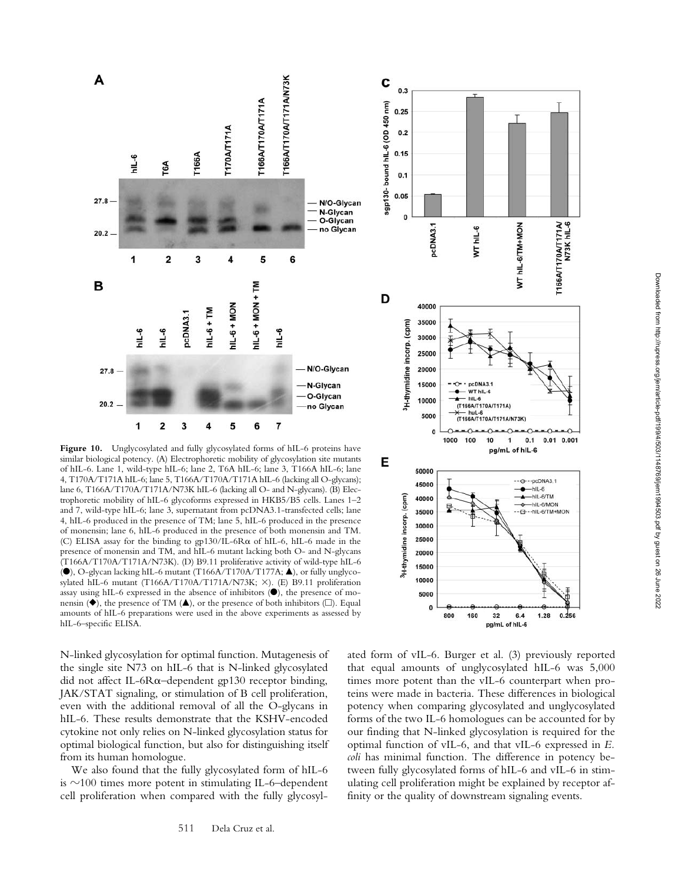**Figure 10.** Unglycosylated and fully glycosylated forms of hIL-6 proteins have similar biological potency. (A) Electrophoretic mobility of glycosylation site mutants of hIL-6. Lane 1, wild-type hIL-6; lane 2, T6A hIL-6; lane 3, T166A hIL-6; lane 4, T170A/T171A hIL-6; lane 5, T166A/T170A/T171A hIL-6 (lacking all O-glycans); lane 6, T166A/T170A/T171A/N73K hIL-6 (lacking all O- and N-glycans). (B) Electrophoretic mobility of hIL-6 glycoforms expressed in HKB5/B5 cells. Lanes 1–2 and 7, wild-type hIL-6; lane 3, supernatant from pcDNA3.1-transfected cells; lane 4, hIL-6 produced in the presence of TM; lane 5, hIL-6 produced in the presence of monensin; lane 6, hIL-6 produced in the presence of both monensin and TM. (C) ELISA assay for the binding to gp130/IL-6Rα of hIL-6, hIL-6 made in the presence of monensin and TM, and hIL-6 mutant lacking both O- and N-glycans (T166A/T170A/T171A/N73K). (D) B9.11 proliferative activity of wild-type hIL-6 (●), O-glycan lacking hIL-6 mutant (T166A/T170A/T177A; ▲), or fully unglycosylated hIL-6 mutant (T166A/T170A/T171A/N73K; ×). (E) B9.11 proliferation assay using hIL-6 expressed in the absence of inhibitors (●), the presence of monensin (◆), the presence of TM (▲), or the presence of both inhibitors (□). Equal amounts of hIL-6 preparations were used in the above experiments as assessed by hIL-6–specific ELISA.

N-linked glycosylation for optimal function. Mutagenesis of the single site N73 on hIL-6 that is N-linked glycosylated did not affect IL-6Rα–dependent gp130 receptor binding, JAK/STAT signaling, or stimulation of B cell proliferation, even with the additional removal of all the O-glycans in hIL-6. These results demonstrate that the KSHV-encoded cytokine not only relies on N-linked glycosylation status for optimal biological function, but also for distinguishing itself from its human homologue.

We also found that the fully glycosylated form of hIL-6 is ~100 times more potent in stimulating IL-6–dependent cell proliferation when compared with the fully glycosylated form of vIL-6. Burger et al. (3) previously reported that equal amounts of unglycosylated hIL-6 was 5,000 times more potent than the vIL-6 counterpart when proteins were made in bacteria. These differences in biological potency when comparing glycosylated and unglycosylated forms of the two IL-6 homologues can be accounted for by our finding that N-linked glycosylation is required for the optimal function of vIL-6, and that vIL-6 expressed in *E. coli* has minimal function. The difference in potency between fully glycosylated forms of hIL-6 and vIL-6 in stimulating cell proliferation might be explained by receptor affinity or the quality of downstream signaling events.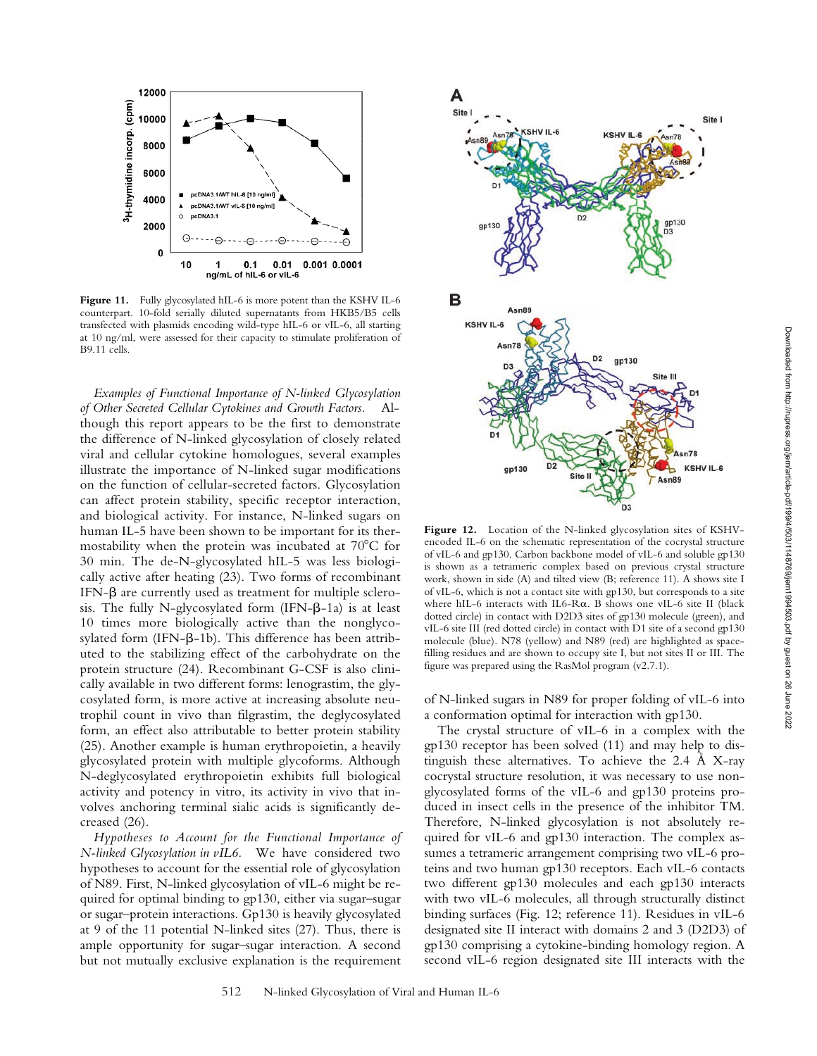**Figure 11.** Fully glycosylated hIL-6 is more potent than the KSHV IL-6 counterpart. 10-fold serially diluted supernatants from HKB5/B5 cells transfected with plasmids encoding wild-type hIL-6 or vIL-6, all starting at 10 ng/ml, were assessed for their capacity to stimulate proliferation of B9.11 cells.

*Examples of Functional Importance of N-linked Glycosylation of Other Secreted Cellular Cytokines and Growth Factors.* Although this report appears to be the first to demonstrate the difference of N-linked glycosylation of closely related viral and cellular cytokine homologues, several examples illustrate the importance of N-linked sugar modifications on the function of cellular-secreted factors. Glycosylation can affect protein stability, specific receptor interaction, and biological activity. For instance, N-linked sugars on human IL-5 have been shown to be important for its thermostability when the protein was incubated at 70°C for 30 min. The de-N-glycosylated hIL-5 was less biologically active after heating (23). Two forms of recombinant IFN-β are currently used as treatment for multiple sclerosis. The fully N-glycosylated form (IFN-β-1a) is at least 10 times more biologically active than the nonglycosylated form (IFN-β-1b). This difference has been attributed to the stabilizing effect of the carbohydrate on the protein structure (24). Recombinant G-CSF is also clinically available in two different forms: lenograstim, the glycosylated form, is more active at increasing absolute neutrophil count in vivo than filgrastim, the deglycosylated form, an effect also attributable to better protein stability (25). Another example is human erythropoietin, a heavily glycosylated protein with multiple glycoforms. Although N-deglycosylated erythropoietin exhibits full biological activity and potency in vitro, its activity in vivo that involves anchoring terminal sialic acids is significantly decreased (26).

*Hypotheses to Account for the Functional Importance of N-linked Glycosylation in vIL6.* We have considered two hypotheses to account for the essential role of glycosylation of N89. First, N-linked glycosylation of vIL-6 might be required for optimal binding to gp130, either via sugar–sugar or sugar–protein interactions. Gp130 is heavily glycosylated at 9 of the 11 potential N-linked sites (27). Thus, there is ample opportunity for sugar–sugar interaction. A second but not mutually exclusive explanation is the requirement of N-linked sugars in N89 for proper folding of vIL-6 into a conformation optimal for interaction with gp130.

**Figure 12.** Location of the N-linked glycosylation sites of KSHV-encoded IL-6 on the schematic representation of the cocrystal structure of vIL-6 and gp130. Carbon backbone model of vIL-6 and soluble gp130 is shown as a tetrameric complex based on previous crystal structure work, shown in side (A) and tilted view (B; reference 11). A shows site I of vIL-6, which is not a contact site with gp130, but corresponds to a site where hIL-6 interacts with IL6-Rα. B shows one vIL-6 site II (black dotted circle) in contact with D2D3 sites of gp130 molecule (green), and vIL-6 site III (red dotted circle) in contact with D1 site of a second gp130 molecule (blue). N78 (yellow) and N89 (red) are highlighted as space-filling residues and are shown to occupy site I, but not sites II or III. The figure was prepared using the RasMol program (v2.7.1).

The crystal structure of vIL-6 in a complex with the gp130 receptor has been solved (11) and may help to distinguish these alternatives. To achieve the 2.4 Å X-ray cocrystal structure resolution, it was necessary to use nonglycosylated forms of the vIL-6 and gp130 proteins produced in insect cells in the presence of the inhibitor TM. Therefore, N-linked glycosylation is not absolutely required for vIL-6 and gp130 interaction. The complex assumes a tetrameric arrangement comprising two vIL-6 proteins and two human gp130 receptors. Each vIL-6 contacts two different gp130 molecules and each gp130 interacts with two vIL-6 molecules, all through structurally distinct binding surfaces (Fig. 12; reference 11). Residues in vIL-6 designated site II interact with domains 2 and 3 (D2D3) of gp130 comprising a cytokine-binding homology region. A second vIL-6 region designated site III interacts with the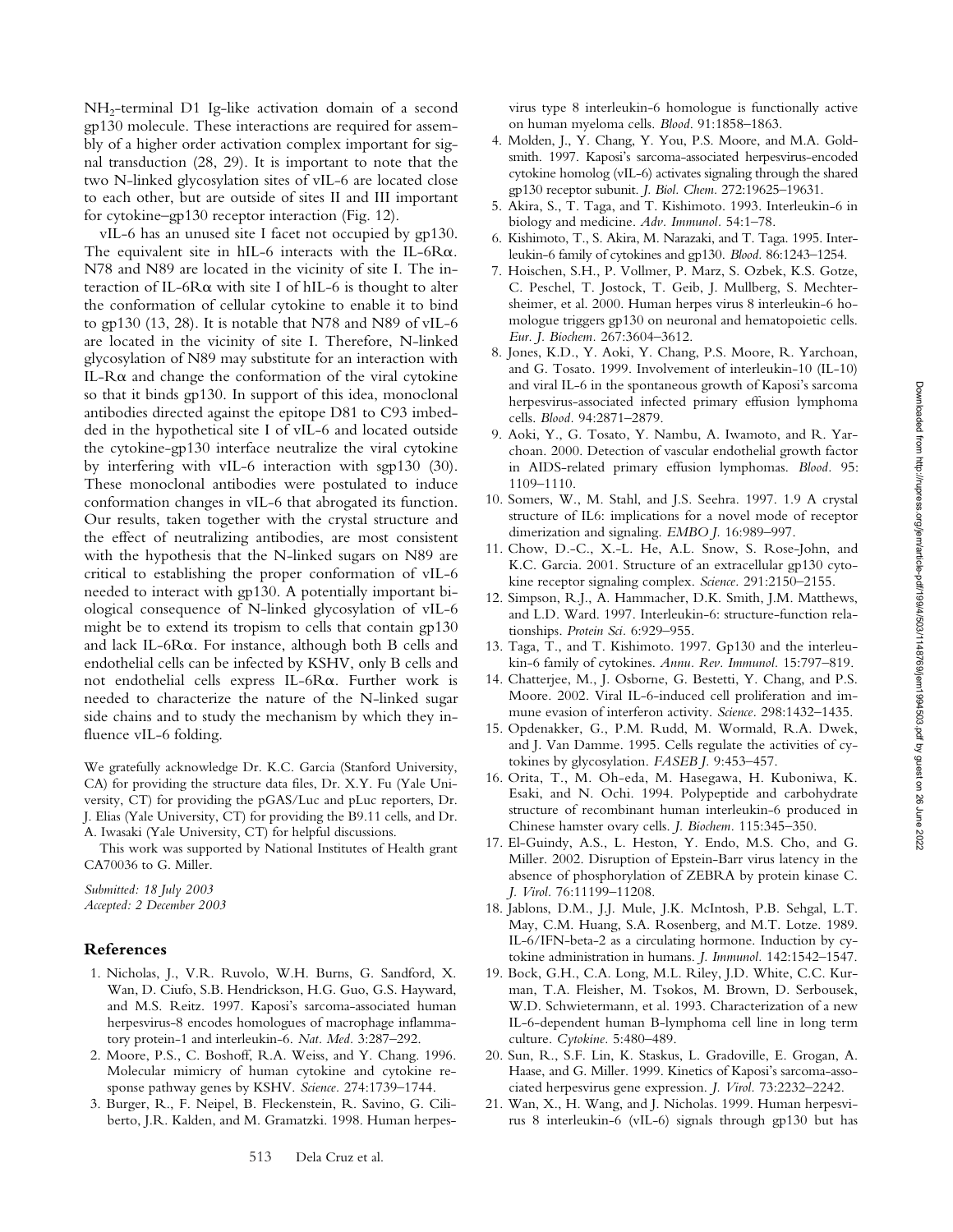$NH_2$-terminal D1 Ig-like activation domain of a second gp130 molecule. These interactions are required for assembly of a higher order activation complex important for signal transduction (28, 29). It is important to note that the two N-linked glycosylation sites of vIL-6 are located close to each other, but are outside of sites II and III important for cytokine–gp130 receptor interaction (Fig. 12).

vIL-6 has an unused site I facet not occupied by gp130. The equivalent site in hIL-6 interacts with the IL-6Rα. N78 and N89 are located in the vicinity of site I. The interaction of IL-6Rα with site I of hIL-6 is thought to alter the conformation of cellular cytokine to enable it to bind to gp130 (13, 28). It is notable that N78 and N89 of vIL-6 are located in the vicinity of site I. Therefore, N-linked glycosylation of N89 may substitute for an interaction with IL-Rα and change the conformation of the viral cytokine so that it binds gp130. In support of this idea, monoclonal antibodies directed against the epitope D81 to C93 imbedded in the hypothetical site I of vIL-6 and located outside the cytokine-gp130 interface neutralize the viral cytokine by interfering with vIL-6 interaction with sgp130 (30). These monoclonal antibodies were postulated to induce conformation changes in vIL-6 that abrogated its function. Our results, taken together with the crystal structure and the effect of neutralizing antibodies, are most consistent with the hypothesis that the N-linked sugars on N89 are critical to establishing the proper conformation of vIL-6 needed to interact with gp130. A potentially important biological consequence of N-linked glycosylation of vIL-6 might be to extend its tropism to cells that contain gp130 and lack IL-6Rα. For instance, although both B cells and endothelial cells can be infected by KSHV, only B cells and not endothelial cells express IL-6Rα. Further work is needed to characterize the nature of the N-linked sugar side chains and to study the mechanism by which they influence vIL-6 folding.

We gratefully acknowledge Dr. K.C. Garcia (Stanford University, CA) for providing the structure data files, Dr. X.Y. Fu (Yale University, CT) for providing the pGAS/Luc and pLuc reporters, Dr. J. Elias (Yale University, CT) for providing the B9.11 cells, and Dr. A. Iwasaki (Yale University, CT) for helpful discussions.

This work was supported by National Institutes of Health grant CA70036 to G. Miller.

*Submitted: 18 July 2003*
*Accepted: 2 December 2003*

## References

1. Nicholas, J., V.R. Ruvolo, W.H. Burns, G. Sandford, X. Wan, D. Ciufo, S.B. Hendrickson, H.G. Guo, G.S. Hayward, and M.S. Reitz. 1997. Kaposi's sarcoma-associated human herpesvirus-8 encodes homologues of macrophage inflammatory protein-1 and interleukin-6. *Nat. Med.* 3:287–292.
2. Moore, P.S., C. Boshoff, R.A. Weiss, and Y. Chang. 1996. Molecular mimicry of human cytokine and cytokine response pathway genes by KSHV. *Science.* 274:1739–1744.
3. Burger, R., F. Neipel, B. Fleckenstein, R. Savino, G. Ciliberto, J.R. Kalden, and M. Gramatzki. 1998. Human herpesvirus type 8 interleukin-6 homologue is functionally active on human myeloma cells. *Blood.* 91:1858–1863.
4. Molden, J., Y. Chang, Y. You, P.S. Moore, and M.A. Goldsmith. 1997. Kaposi's sarcoma-associated herpesvirus-encoded cytokine homolog (vIL-6) activates signaling through the shared gp130 receptor subunit. *J. Biol. Chem.* 272:19625–19631.
5. Akira, S., T. Taga, and T. Kishimoto. 1993. Interleukin-6 in biology and medicine. *Adv. Immunol.* 54:1–78.
6. Kishimoto, T., S. Akira, M. Narazaki, and T. Taga. 1995. Interleukin-6 family of cytokines and gp130. *Blood.* 86:1243–1254.
7. Hoischen, S.H., P. Vollmer, P. Marz, S. Ozbek, K.S. Gotze, C. Peschel, T. Jostock, T. Geib, J. Mullberg, S. Mechtersheimer, et al. 2000. Human herpes virus 8 interleukin-6 homologue triggers gp130 on neuronal and hematopoietic cells. *Eur. J. Biochem.* 267:3604–3612.
8. Jones, K.D., Y. Aoki, Y. Chang, P.S. Moore, R. Yarchoan, and G. Tosato. 1999. Involvement of interleukin-10 (IL-10) and viral IL-6 in the spontaneous growth of Kaposi's sarcoma herpesvirus-associated infected primary effusion lymphoma cells. *Blood.* 94:2871–2879.
9. Aoki, Y., G. Tosato, Y. Nambu, A. Iwamoto, and R. Yarchoan. 2000. Detection of vascular endothelial growth factor in AIDS-related primary effusion lymphomas. *Blood.* 95: 1109–1110.
10. Somers, W., M. Stahl, and J.S. Seehra. 1997. 1.9 A crystal structure of IL6: implications for a novel mode of receptor dimerization and signaling. *EMBO J.* 16:989–997.
11. Chow, D.-C., X.-L. He, A.L. Snow, S. Rose-John, and K.C. Garcia. 2001. Structure of an extracellular gp130 cytokine receptor signaling complex. *Science.* 291:2150–2155.
12. Simpson, R.J., A. Hammacher, D.K. Smith, J.M. Matthews, and L.D. Ward. 1997. Interleukin-6: structure-function relationships. *Protein Sci.* 6:929–955.
13. Taga, T., and T. Kishimoto. 1997. Gp130 and the interleukin-6 family of cytokines. *Annu. Rev. Immunol.* 15:797–819.
14. Chatterjee, M., J. Osborne, G. Bestetti, Y. Chang, and P.S. Moore. 2002. Viral IL-6-induced cell proliferation and immune evasion of interferon activity. *Science.* 298:1432–1435.
15. Opdenakker, G., P.M. Rudd, M. Wormald, R.A. Dwek, and J. Van Damme. 1995. Cells regulate the activities of cytokines by glycosylation. *FASEB J.* 9:453–457.
16. Orita, T., M. Oh-eda, M. Hasegawa, H. Kuboniwa, K. Esaki, and N. Ochi. 1994. Polypeptide and carbohydrate structure of recombinant human interleukin-6 produced in Chinese hamster ovary cells. *J. Biochem.* 115:345–350.
17. El-Guindy, A.S., L. Heston, Y. Endo, M.S. Cho, and G. Miller. 2002. Disruption of Epstein-Barr virus latency in the absence of phosphorylation of ZEBRA by protein kinase C. *J. Virol.* 76:11199–11208.
18. Jablons, D.M., J.J. Mule, J.K. McIntosh, P.B. Sehgal, L.T. May, C.M. Huang, S.A. Rosenberg, and M.T. Lotze. 1989. IL-6/IFN-beta-2 as a circulating hormone. Induction by cytokine administration in humans. *J. Immunol.* 142:1542–1547.
19. Bock, G.H., C.A. Long, M.L. Riley, J.D. White, C.C. Kurman, T.A. Fleisher, M. Tsokos, M. Brown, D. Serbousek, W.D. Schwietermann, et al. 1993. Characterization of a new IL-6-dependent human B-lymphoma cell line in long term culture. *Cytokine.* 5:480–489.
20. Sun, R., S.F. Lin, K. Staskus, L. Gradoville, E. Grogan, A. Haase, and G. Miller. 1999. Kinetics of Kaposi's sarcoma-associated herpesvirus gene expression. *J. Virol.* 73:2232–2242.
21. Wan, X., H. Wang, and J. Nicholas. 1999. Human herpesvirus 8 interleukin-6 (vIL-6) signals through gp130 but has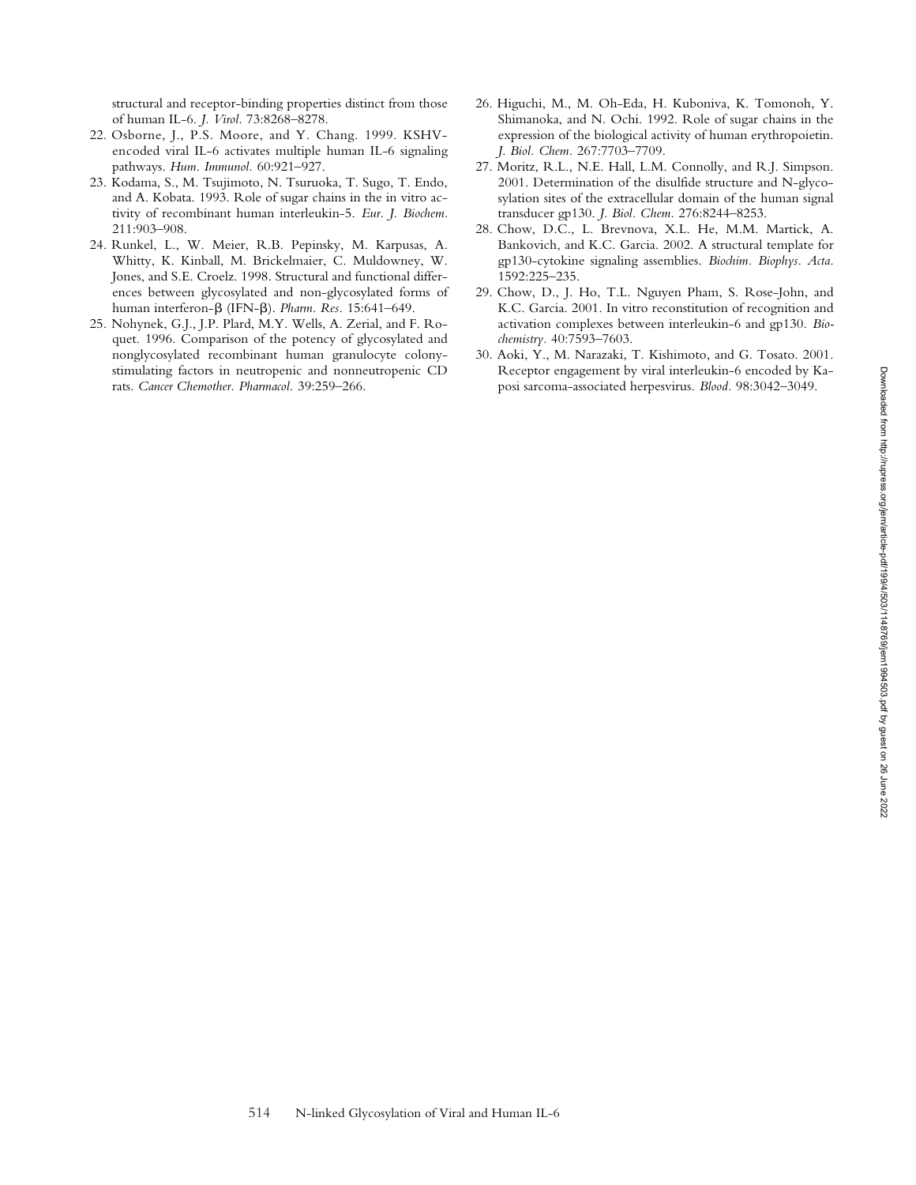structural and receptor-binding properties distinct from those of human IL-6. *J. Virol.* 73:8268–8278.

22. Osborne, J., P.S. Moore, and Y. Chang. 1999. KSHV-encoded viral IL-6 activates multiple human IL-6 signaling pathways. *Hum. Immunol.* 60:921–927.
23. Kodama, S., M. Tsujimoto, N. Tsuruoka, T. Sugo, T. Endo, and A. Kobata. 1993. Role of sugar chains in the in vitro activity of recombinant human interleukin-5. *Eur. J. Biochem.* 211:903–908.
24. Runkel, L., W. Meier, R.B. Pepinsky, M. Karpusas, A. Whitty, K. Kinball, M. Brickelmaier, C. Muldowney, W. Jones, and S.E. Croelz. 1998. Structural and functional differences between glycosylated and non-glycosylated forms of human interferon-β (IFN-β). *Pharm. Res.* 15:641–649.
25. Nohynek, G.J., J.P. Plard, M.Y. Wells, A. Zerial, and F. Roquet. 1996. Comparison of the potency of glycosylated and nonglycosylated recombinant human granulocyte colony-stimulating factors in neutropenic and nonneutropenic CD rats. *Cancer Chemother. Pharmacol.* 39:259–266.
26. Higuchi, M., M. Oh-Eda, H. Kuboniva, K. Tomonoh, Y. Shimanoka, and N. Ochi. 1992. Role of sugar chains in the expression of the biological activity of human erythropoietin. *J. Biol. Chem.* 267:7703–7709.
27. Moritz, R.L., N.E. Hall, L.M. Connolly, and R.J. Simpson. 2001. Determination of the disulfide structure and N-glycosylation sites of the extracellular domain of the human signal transducer gp130. *J. Biol. Chem.* 276:8244–8253.
28. Chow, D.C., L. Brevnova, X.L. He, M.M. Martick, A. Bankovich, and K.C. Garcia. 2002. A structural template for gp130-cytokine signaling assemblies. *Biochim. Biophys. Acta.* 1592:225–235.
29. Chow, D., J. Ho, T.L. Nguyen Pham, S. Rose-John, and K.C. Garcia. 2001. In vitro reconstitution of recognition and activation complexes between interleukin-6 and gp130. *Biochemistry.* 40:7593–7603.
30. Aoki, Y., M. Narazaki, T. Kishimoto, and G. Tosato. 2001. Receptor engagement by viral interleukin-6 encoded by Kaposi sarcoma-associated herpesvirus. *Blood.* 98:3042–3049.